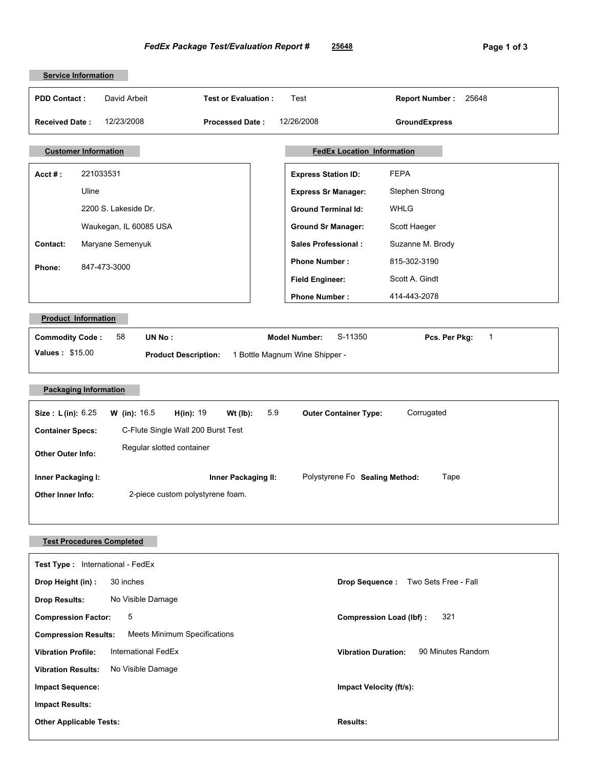# *FedEx Package Test/Evaluation Report #* 25648

## Service Information

| | | | | | |
|---|---|---|---|---|---|
| **PDD Contact :** | David Arbeit | **Test or Evaluation :** | Test | **Report Number :** | 25648 |
| **Received Date :** | 12/23/2008 | **Processed Date :** | 12/26/2008 | **GroundExpress** | |

## Customer Information

| | |
|---|---|
| **Acct # :** | 221033531 |
| | Uline |
| | 2200 S. Lakeside Dr. |
| | Waukegan, IL 60085 USA |
| **Contact:** | Maryane Semenyuk |
| **Phone:** | 847-473-3000 |

## FedEx Location Information

| | |
|---|---|
| **Express Station ID:** | FEPA |
| **Express Sr Manager:** | Stephen Strong |
| **Ground Terminal Id:** | WHLG |
| **Ground Sr Manager:** | Scott Haeger |
| **Sales Professional :** | Suzanne M. Brody |
| **Phone Number :** | 815-302-3190 |
| **Field Engineer:** | Scott A. Gindt |
| **Phone Number :** | 414-443-2078 |

## Product Information

| | | | | | | | |
|---|---|---|---|---|---|---|---|
| **Commodity Code :** | 58 | **UN No :** | | **Model Number:** | S-11350 | **Pcs. Per Pkg:** | 1 |
| **Values :** | $15.00 | **Product Description:** | 1 Bottle Magnum Wine Shipper - | | | | |

## Packaging Information

**Size : L (in):** 6.25 **W (in):** 16.5 **H(in):** 19 **Wt (lb):** 5.9 **Outer Container Type:** Corrugated

**Container Specs:** C-Flute Single Wall 200 Burst Test

**Other Outer Info:** Regular slotted container

**Inner Packaging I:** **Inner Packaging II:** Polystyrene Fo **Sealing Method:** Tape

**Other Inner Info:** 2-piece custom polystyrene foam.

## Test Procedures Completed

| | | | |
|---|---|---|---|
| **Test Type :** | International - FedEx | | |
| **Drop Height (in) :** | 30 inches | **Drop Sequence :** | Two Sets Free - Fall |
| **Drop Results:** | No Visible Damage | | |
| **Compression Factor:** | 5 | **Compression Load (lbf) :** | 321 |
| **Compression Results:** | Meets Minimum Specifications | | |
| **Vibration Profile:** | International FedEx | **Vibration Duration:** | 90 Minutes Random |
| **Vibration Results:** | No Visible Damage | | |
| **Impact Sequence:** | | **Impact Velocity (ft/s):** | |
| **Impact Results:** | | | |
| **Other Applicable Tests:** | | **Results:** | |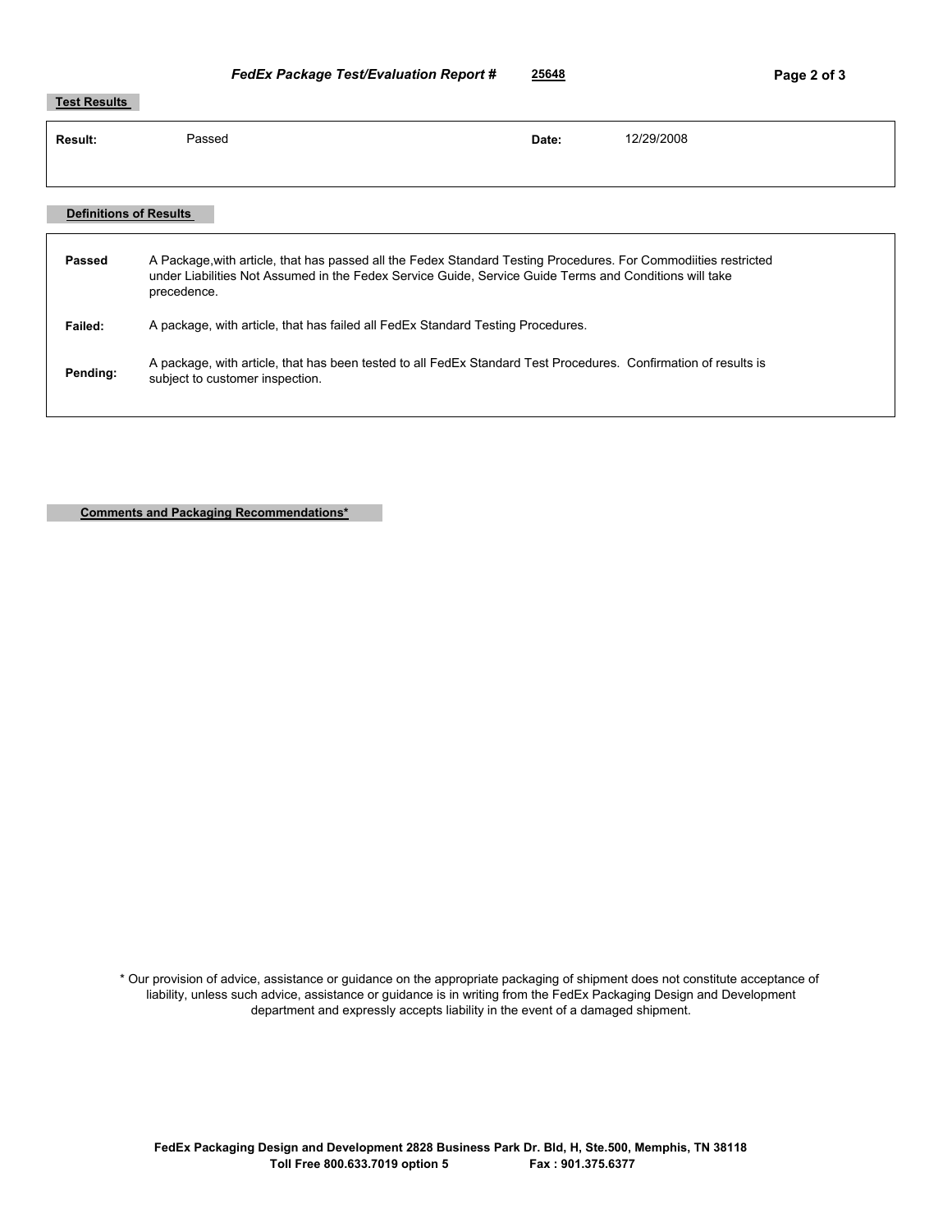**FedEx Package Test/Evaluation Report #** 25648

## Test Results

| | | | |
|---|---|---|---|
| **Result:** | Passed | **Date:** | 12/29/2008 |

## Definitions of Results

| | |
|---|---|
| **Passed** | A Package,with article, that has passed all the Fedex Standard Testing Procedures. For Commodiities restricted under Liabilities Not Assumed in the Fedex Service Guide, Service Guide Terms and Conditions will take precedence. |
| **Failed:** | A package, with article, that has failed all FedEx Standard Testing Procedures. |
| **Pending:** | A package, with article, that has been tested to all FedEx Standard Test Procedures. Confirmation of results is subject to customer inspection. |

## Comments and Packaging Recommendations*

* Our provision of advice, assistance or guidance on the appropriate packaging of shipment does not constitute acceptance of liability, unless such advice, assistance or guidance is in writing from the FedEx Packaging Design and Development department and expressly accepts liability in the event of a damaged shipment.

**FedEx Packaging Design and Development 2828 Business Park Dr. Bld, H, Ste.500, Memphis, TN 38118**
**Toll Free 800.633.7019 option 5 Fax : 901.375.6377**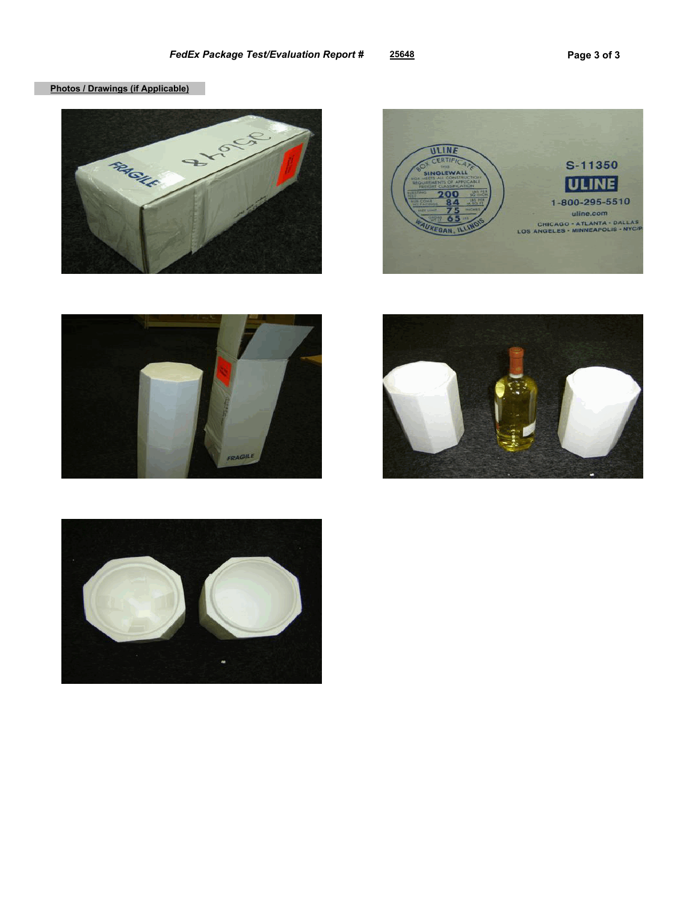## Photos / Drawings (if Applicable)